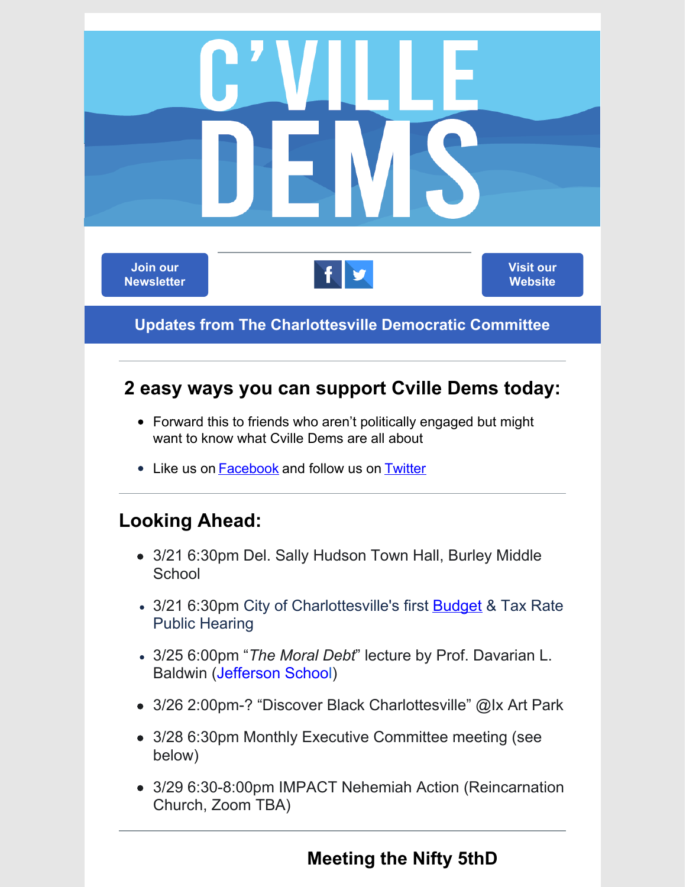# C'VILLE DEMS

Join our Newsletter

Visit our Website

**Updates from The Charlottesville Democratic Committee**

## 2 easy ways you can support Cville Dems today:

- Forward this to friends who aren't politically engaged but might want to know what Cville Dems are all about
- Like us on Facebook and follow us on Twitter

## Looking Ahead:

- 3/21 6:30pm Del. Sally Hudson Town Hall, Burley Middle School
- 3/21 6:30pm City of Charlottesville's first Budget & Tax Rate Public Hearing
- 3/25 6:00pm "*The Moral Debt*" lecture by Prof. Davarian L. Baldwin (Jefferson School)
- 3/26 2:00pm-? "Discover Black Charlottesville" @Ix Art Park
- 3/28 6:30pm Monthly Executive Committee meeting (see below)
- 3/29 6:30-8:00pm IMPACT Nehemiah Action (Reincarnation Church, Zoom TBA)

## Meeting the Nifty 5thD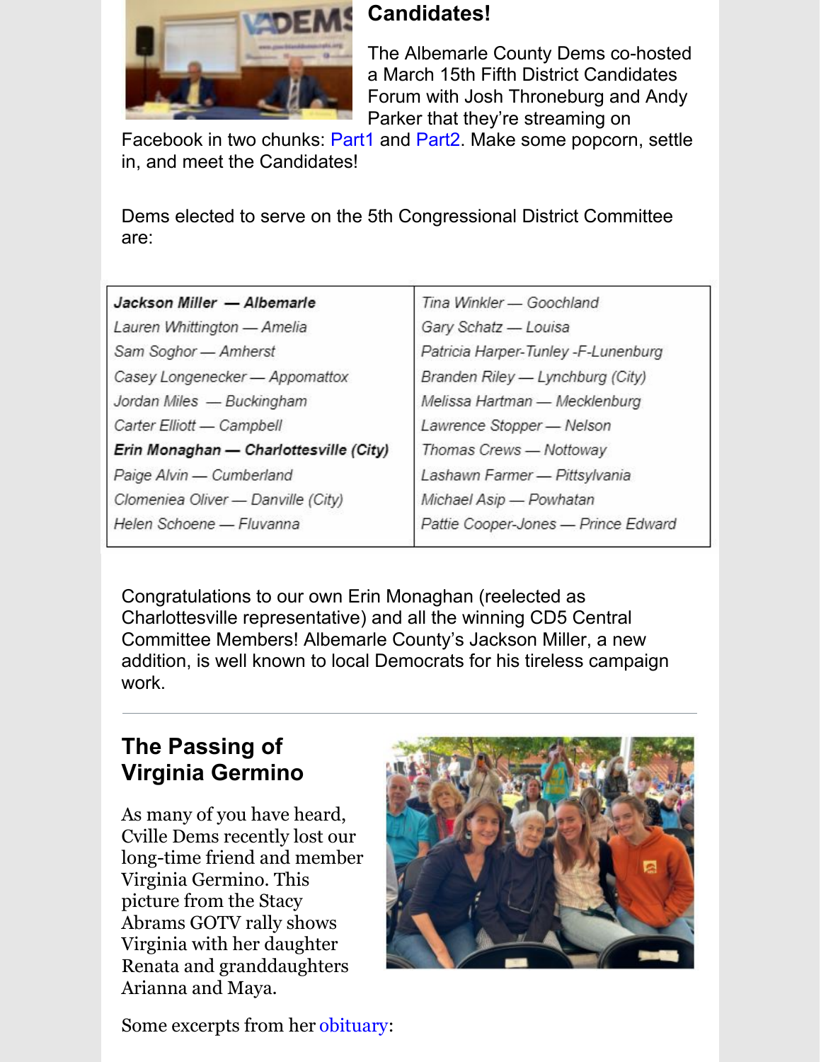## Candidates!

The Albemarle County Dems co-hosted a March 15th Fifth District Candidates Forum with Josh Throneburg and Andy Parker that they're streaming on Facebook in two chunks: Part1 and Part2. Make some popcorn, settle in, and meet the Candidates!

Dems elected to serve on the 5th Congressional District Committee are:

| | |
|---|---|
| ***Jackson Miller — Albemarle*** | *Tina Winkler — Goochland* |
| *Lauren Whittington — Amelia* | *Gary Schatz — Louisa* |
| *Sam Soghor — Amherst* | *Patricia Harper-Tunley -F-Lunenburg* |
| *Casey Longenecker — Appomattox* | *Branden Riley — Lynchburg (City)* |
| *Jordan Miles — Buckingham* | *Melissa Hartman — Mecklenburg* |
| *Carter Elliott — Campbell* | *Lawrence Stopper — Nelson* |
| ***Erin Monaghan — Charlottesville (City)*** | *Thomas Crews — Nottoway* |
| *Paige Alvin — Cumberland* | *Lashawn Farmer — Pittsylvania* |
| *Clomeniea Oliver — Danville (City)* | *Michael Asip — Powhatan* |
| *Helen Schoene — Fluvanna* | *Pattie Cooper-Jones — Prince Edward* |

Congratulations to our own Erin Monaghan (reelected as Charlottesville representative) and all the winning CD5 Central Committee Members! Albemarle County's Jackson Miller, a new addition, is well known to local Democrats for his tireless campaign work.

---

## The Passing of Virginia Germino

As many of you have heard, Cville Dems recently lost our long-time friend and member Virginia Germino. This picture from the Stacy Abrams GOTV rally shows Virginia with her daughter Renata and granddaughters Arianna and Maya.

Some excerpts from her obituary: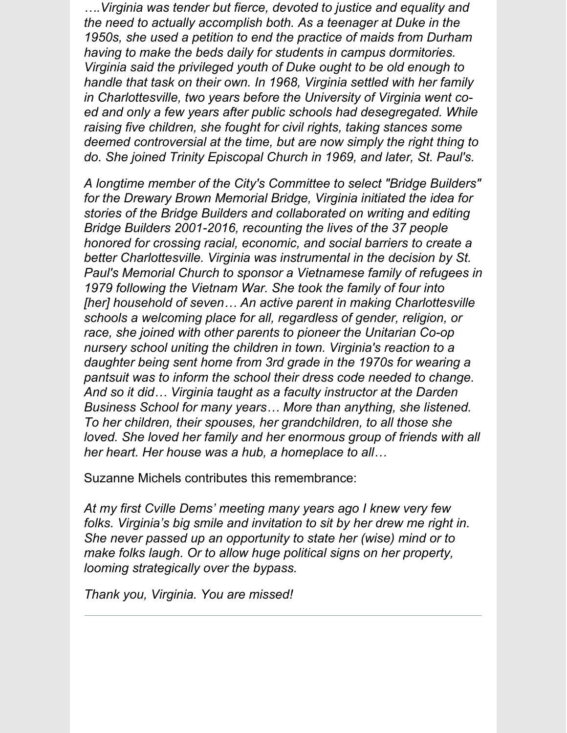*….Virginia was tender but fierce, devoted to justice and equality and the need to actually accomplish both. As a teenager at Duke in the 1950s, she used a petition to end the practice of maids from Durham having to make the beds daily for students in campus dormitories. Virginia said the privileged youth of Duke ought to be old enough to handle that task on their own. In 1968, Virginia settled with her family in Charlottesville, two years before the University of Virginia went co-ed and only a few years after public schools had desegregated. While raising five children, she fought for civil rights, taking stances some deemed controversial at the time, but are now simply the right thing to do. She joined Trinity Episcopal Church in 1969, and later, St. Paul's.*

*A longtime member of the City's Committee to select "Bridge Builders" for the Drewary Brown Memorial Bridge, Virginia initiated the idea for stories of the Bridge Builders and collaborated on writing and editing Bridge Builders 2001-2016, recounting the lives of the 37 people honored for crossing racial, economic, and social barriers to create a better Charlottesville. Virginia was instrumental in the decision by St. Paul's Memorial Church to sponsor a Vietnamese family of refugees in 1979 following the Vietnam War. She took the family of four into [her] household of seven… An active parent in making Charlottesville schools a welcoming place for all, regardless of gender, religion, or race, she joined with other parents to pioneer the Unitarian Co-op nursery school uniting the children in town. Virginia's reaction to a daughter being sent home from 3rd grade in the 1970s for wearing a pantsuit was to inform the school their dress code needed to change. And so it did… Virginia taught as a faculty instructor at the Darden Business School for many years… More than anything, she listened. To her children, their spouses, her grandchildren, to all those she loved. She loved her family and her enormous group of friends with all her heart. Her house was a hub, a homeplace to all…*

Suzanne Michels contributes this remembrance:

*At my first Cville Dems' meeting many years ago I knew very few folks. Virginia's big smile and invitation to sit by her drew me right in. She never passed up an opportunity to state her (wise) mind or to make folks laugh. Or to allow huge political signs on her property, looming strategically over the bypass.*

*Thank you, Virginia. You are missed!*

---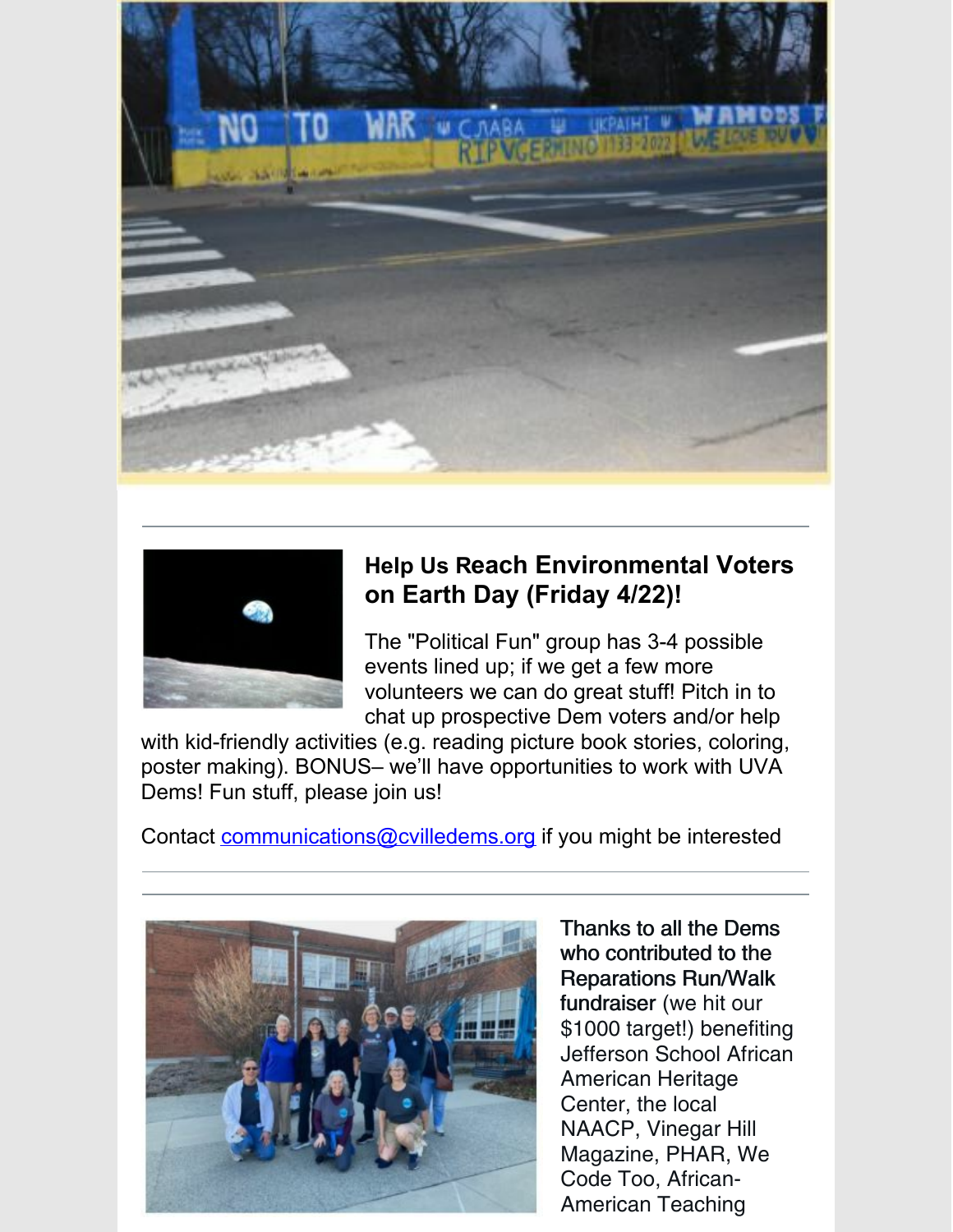### Help Us Reach Environmental Voters on Earth Day (Friday 4/22)!

The "Political Fun" group has 3-4 possible events lined up; if we get a few more volunteers we can do great stuff! Pitch in to chat up prospective Dem voters and/or help with kid-friendly activities (e.g. reading picture book stories, coloring, poster making). BONUS– we'll have opportunities to work with UVA Dems! Fun stuff, please join us!

Contact [communications@cvilledems.org](mailto:communications@cvilledems.org) if you might be interested

---

**Thanks to all the Dems who contributed to the Reparations Run/Walk fundraiser** (we hit our $1000 target!) benefiting Jefferson School African American Heritage Center, the local NAACP, Vinegar Hill Magazine, PHAR, We Code Too, African-American Teaching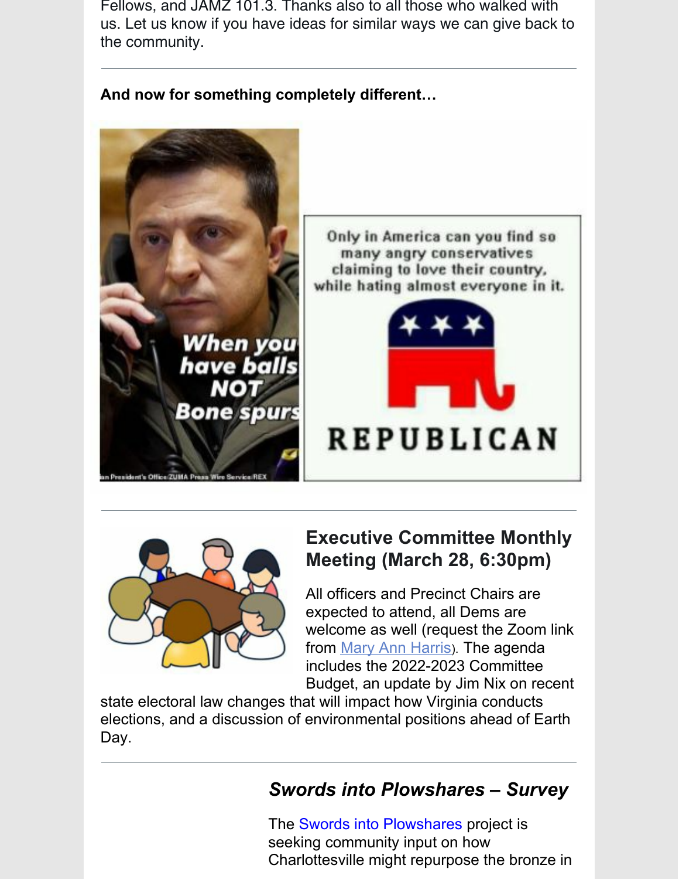Fellows, and JAMZ 101.3. Thanks also to all those who walked with us. Let us know if you have ideas for similar ways we can give back to the community.

---

**And now for something completely different…**

When you have balls NOT Bone spurs

Only in America can you find so many angry conservatives claiming to love their country, while hating almost everyone in it.

REPUBLICAN

---

## Executive Committee Monthly Meeting (March 28, 6:30pm)

All officers and Precinct Chairs are expected to attend, all Dems are welcome as well (request the Zoom link from Mary Ann Harris). The agenda includes the 2022-2023 Committee Budget, an update by Jim Nix on recent state electoral law changes that will impact how Virginia conducts elections, and a discussion of environmental positions ahead of Earth Day.

---

## *Swords into Plowshares – Survey*

The Swords into Plowshares project is seeking community input on how Charlottesville might repurpose the bronze in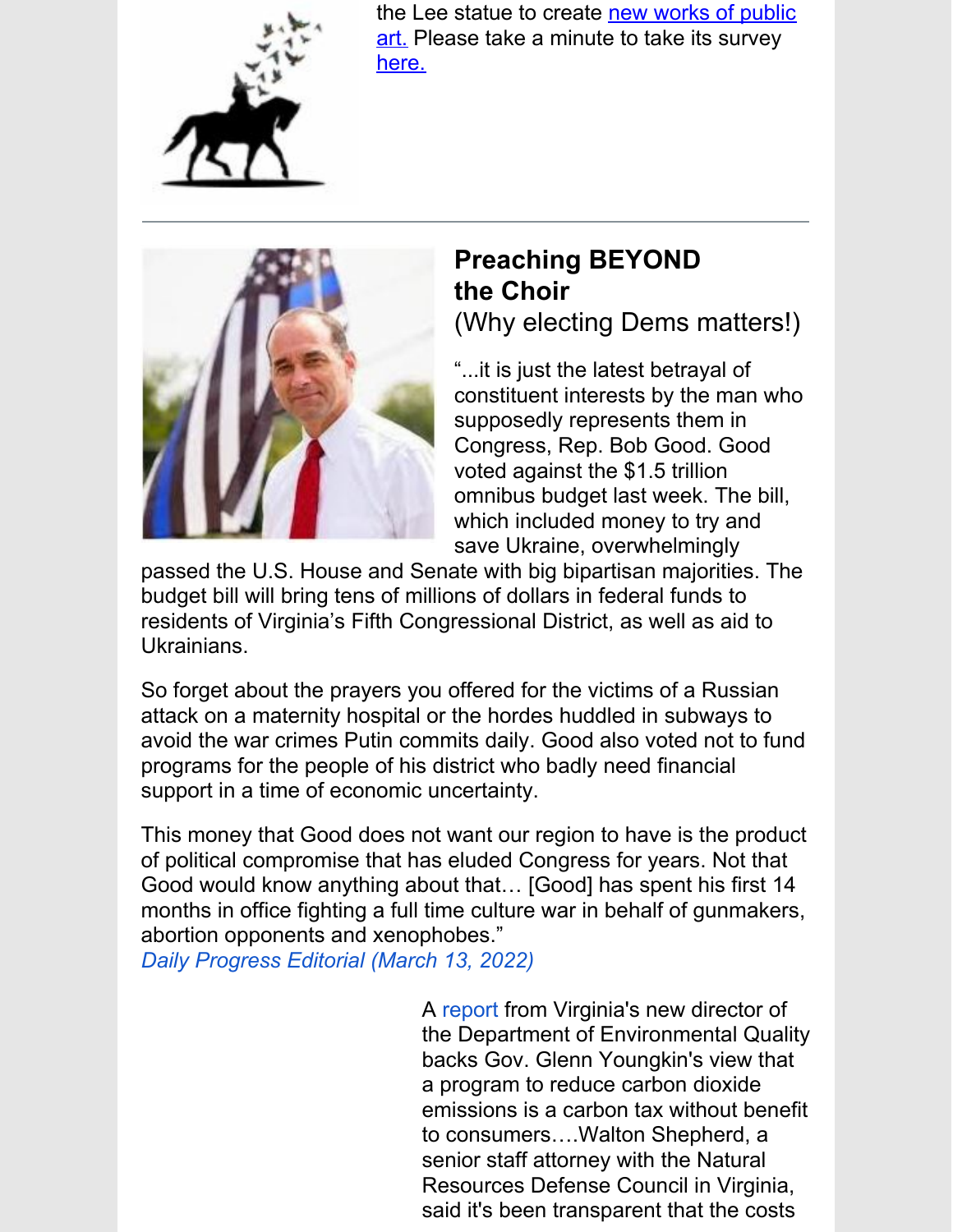the Lee statue to create new works of public art. Please take a minute to take its survey here.

---

## Preaching BEYOND the Choir

(Why electing Dems matters!)

"...it is just the latest betrayal of constituent interests by the man who supposedly represents them in Congress, Rep. Bob Good. Good voted against the $1.5 trillion omnibus budget last week. The bill, which included money to try and save Ukraine, overwhelmingly passed the U.S. House and Senate with big bipartisan majorities. The budget bill will bring tens of millions of dollars in federal funds to residents of Virginia's Fifth Congressional District, as well as aid to Ukrainians.

So forget about the prayers you offered for the victims of a Russian attack on a maternity hospital or the hordes huddled in subways to avoid the war crimes Putin commits daily. Good also voted not to fund programs for the people of his district who badly need financial support in a time of economic uncertainty.

This money that Good does not want our region to have is the product of political compromise that has eluded Congress for years. Not that Good would know anything about that… [Good] has spent his first 14 months in office fighting a full time culture war in behalf of gunmakers, abortion opponents and xenophobes."

*Daily Progress Editorial (March 13, 2022)*

A report from Virginia's new director of the Department of Environmental Quality backs Gov. Glenn Youngkin's view that a program to reduce carbon dioxide emissions is a carbon tax without benefit to consumers….Walton Shepherd, a senior staff attorney with the Natural Resources Defense Council in Virginia, said it's been transparent that the costs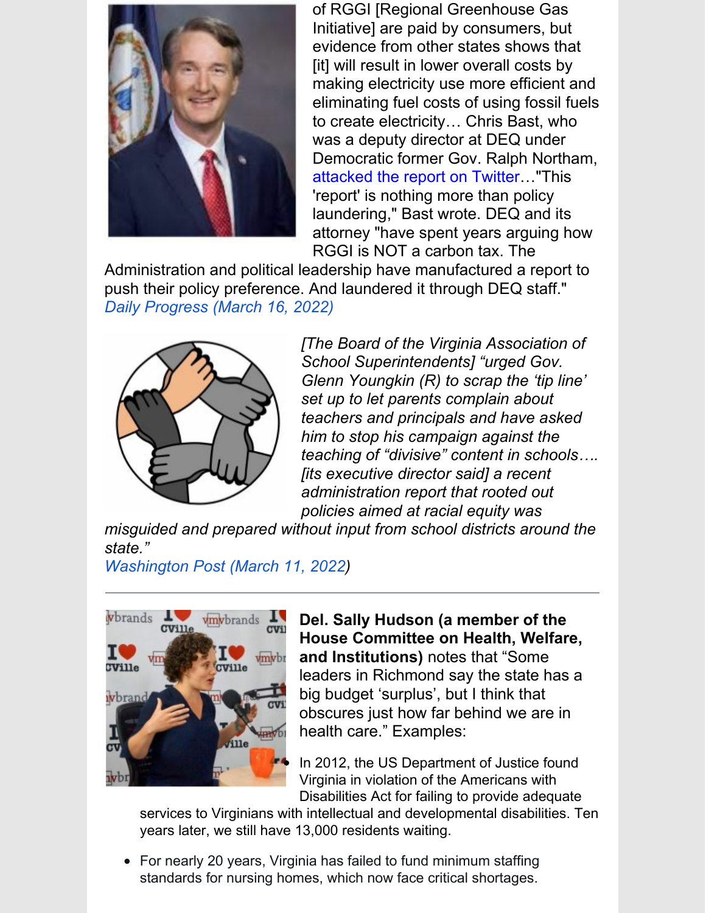of RGGI [Regional Greenhouse Gas Initiative] are paid by consumers, but evidence from other states shows that [it] will result in lower overall costs by making electricity use more efficient and eliminating fuel costs of using fossil fuels to create electricity… Chris Bast, who was a deputy director at DEQ under Democratic former Gov. Ralph Northam, attacked the report on Twitter…"This 'report' is nothing more than policy laundering," Bast wrote. DEQ and its attorney "have spent years arguing how RGGI is NOT a carbon tax. The Administration and political leadership have manufactured a report to push their policy preference. And laundered it through DEQ staff."
*Daily Progress (March 16, 2022)*

*[The Board of the Virginia Association of School Superintendents] "urged Gov. Glenn Youngkin (R) to scrap the 'tip line' set up to let parents complain about teachers and principals and have asked him to stop his campaign against the teaching of "divisive" content in schools…. [its executive director said] a recent administration report that rooted out policies aimed at racial equity was misguided and prepared without input from school districts around the state."*
*Washington Post (March 11, 2022)*

---

**Del. Sally Hudson (a member of the House Committee on Health, Welfare, and Institutions)** notes that "Some leaders in Richmond say the state has a big budget 'surplus', but I think that obscures just how far behind we are in health care." Examples:

- In 2012, the US Department of Justice found Virginia in violation of the Americans with Disabilities Act for failing to provide adequate services to Virginians with intellectual and developmental disabilities. Ten years later, we still have 13,000 residents waiting.
- For nearly 20 years, Virginia has failed to fund minimum staffing standards for nursing homes, which now face critical shortages.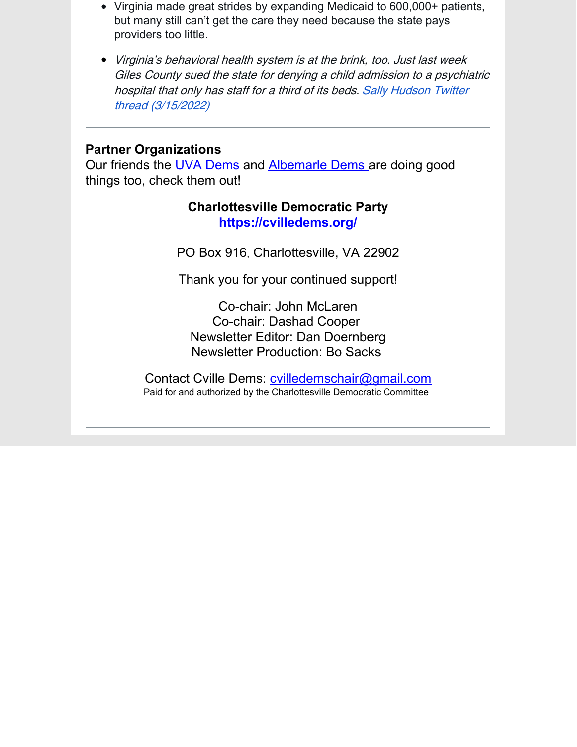- Virginia made great strides by expanding Medicaid to 600,000+ patients, but many still can't get the care they need because the state pays providers too little.

- *Virginia's behavioral health system is at the brink, too. Just last week Giles County sued the state for denying a child admission to a psychiatric hospital that only has staff for a third of its beds. Sally Hudson Twitter thread (3/15/2022)*

---

**Partner Organizations**
Our friends the UVA Dems and Albemarle Dems are doing good things too, check them out!

**Charlottesville Democratic Party**
**https://cvilledems.org/**

PO Box 916, Charlottesville, VA 22902

Thank you for your continued support!

Co-chair: John McLaren
Co-chair: Dashad Cooper
Newsletter Editor: Dan Doernberg
Newsletter Production: Bo Sacks

Contact Cville Dems: cvilledemschair@gmail.com
Paid for and authorized by the Charlottesville Democratic Committee

---